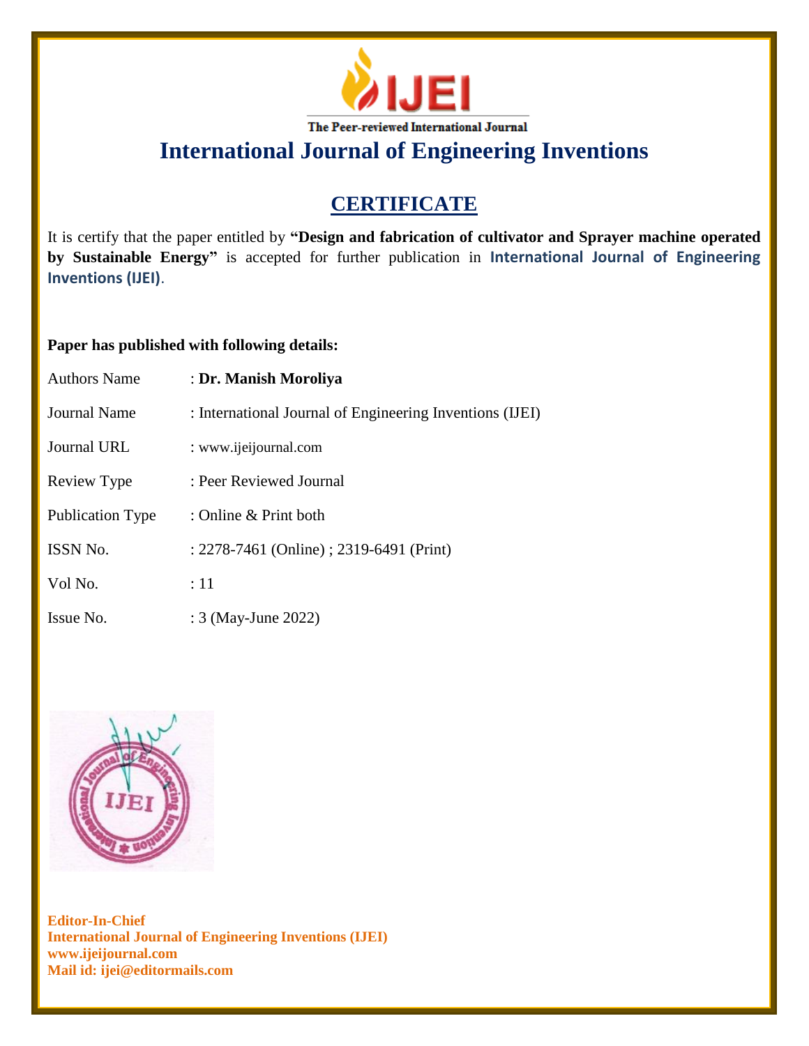IJEI

The Peer-reviewed International Journal

# International Journal of Engineering Inventions

## CERTIFICATE

It is certify that the paper entitled by **"Design and fabrication of cultivator and Sprayer machine operated by Sustainable Energy"** is accepted for further publication in **International Journal of Engineering Inventions (IJEI)**.

**Paper has published with following details:**

| | |
|---|---|
| Authors Name | : **Dr. Manish Moroliya** |
| Journal Name | : International Journal of Engineering Inventions (IJEI) |
| Journal URL | : www.ijeijournal.com |
| Review Type | : Peer Reviewed Journal |
| Publication Type | : Online & Print both |
| ISSN No. | : 2278-7461 (Online) ; 2319-6491 (Print) |
| Vol No. | : 11 |
| Issue No. | : 3 (May-June 2022) |

**Editor-In-Chief**
**International Journal of Engineering Inventions (IJEI)**
**www.ijeijournal.com**
**Mail id: ijei@editormails.com**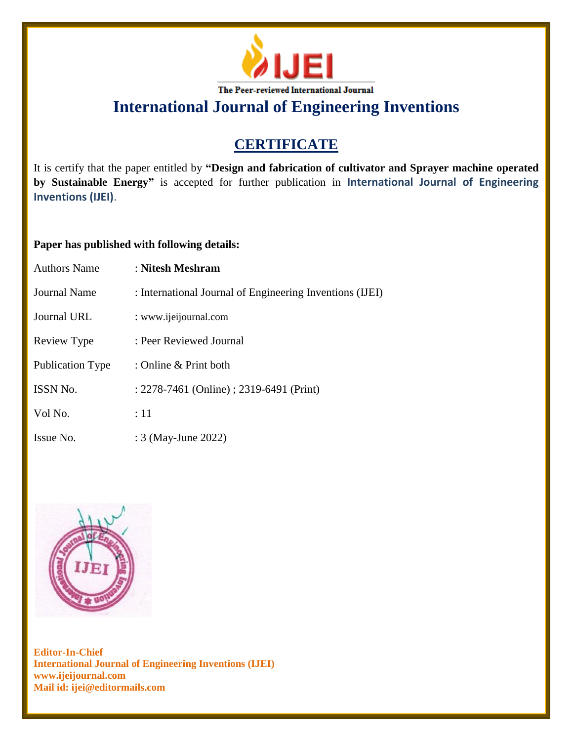The Peer-reviewed International Journal

# International Journal of Engineering Inventions

## CERTIFICATE

It is certify that the paper entitled by **"Design and fabrication of cultivator and Sprayer machine operated by Sustainable Energy"** is accepted for further publication in **International Journal of Engineering Inventions (IJEI)**.

**Paper has published with following details:**

| | |
|---|---|
| Authors Name | : **Nitesh Meshram** |
| Journal Name | : International Journal of Engineering Inventions (IJEI) |
| Journal URL | : www.ijeijournal.com |
| Review Type | : Peer Reviewed Journal |
| Publication Type | : Online & Print both |
| ISSN No. | : 2278-7461 (Online) ; 2319-6491 (Print) |
| Vol No. | : 11 |
| Issue No. | : 3 (May-June 2022) |

**Editor-In-Chief**
**International Journal of Engineering Inventions (IJEI)**
**www.ijeijournal.com**
**Mail id: ijei@editormails.com**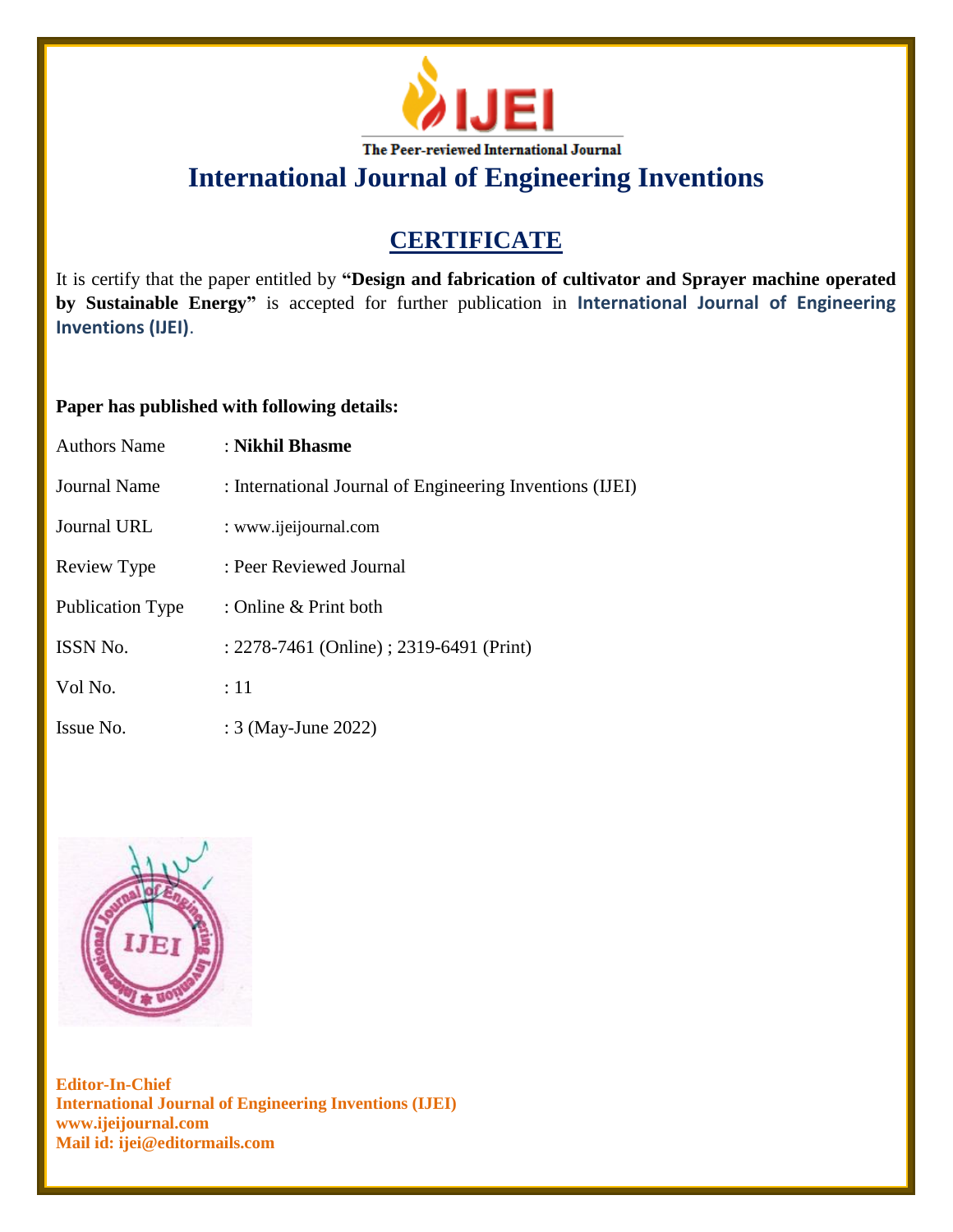IJEI

The Peer-reviewed International Journal

# International Journal of Engineering Inventions

## CERTIFICATE

It is certify that the paper entitled by **"Design and fabrication of cultivator and Sprayer machine operated by Sustainable Energy"** is accepted for further publication in **International Journal of Engineering Inventions (IJEI)**.

**Paper has published with following details:**

| | |
|---|---|
| Authors Name | : **Nikhil Bhasme** |
| Journal Name | : International Journal of Engineering Inventions (IJEI) |
| Journal URL | : www.ijeijournal.com |
| Review Type | : Peer Reviewed Journal |
| Publication Type | : Online & Print both |
| ISSN No. | : 2278-7461 (Online) ; 2319-6491 (Print) |
| Vol No. | : 11 |
| Issue No. | : 3 (May-June 2022) |

**Editor-In-Chief**
**International Journal of Engineering Inventions (IJEI)**
**www.ijeijournal.com**
**Mail id: ijei@editormails.com**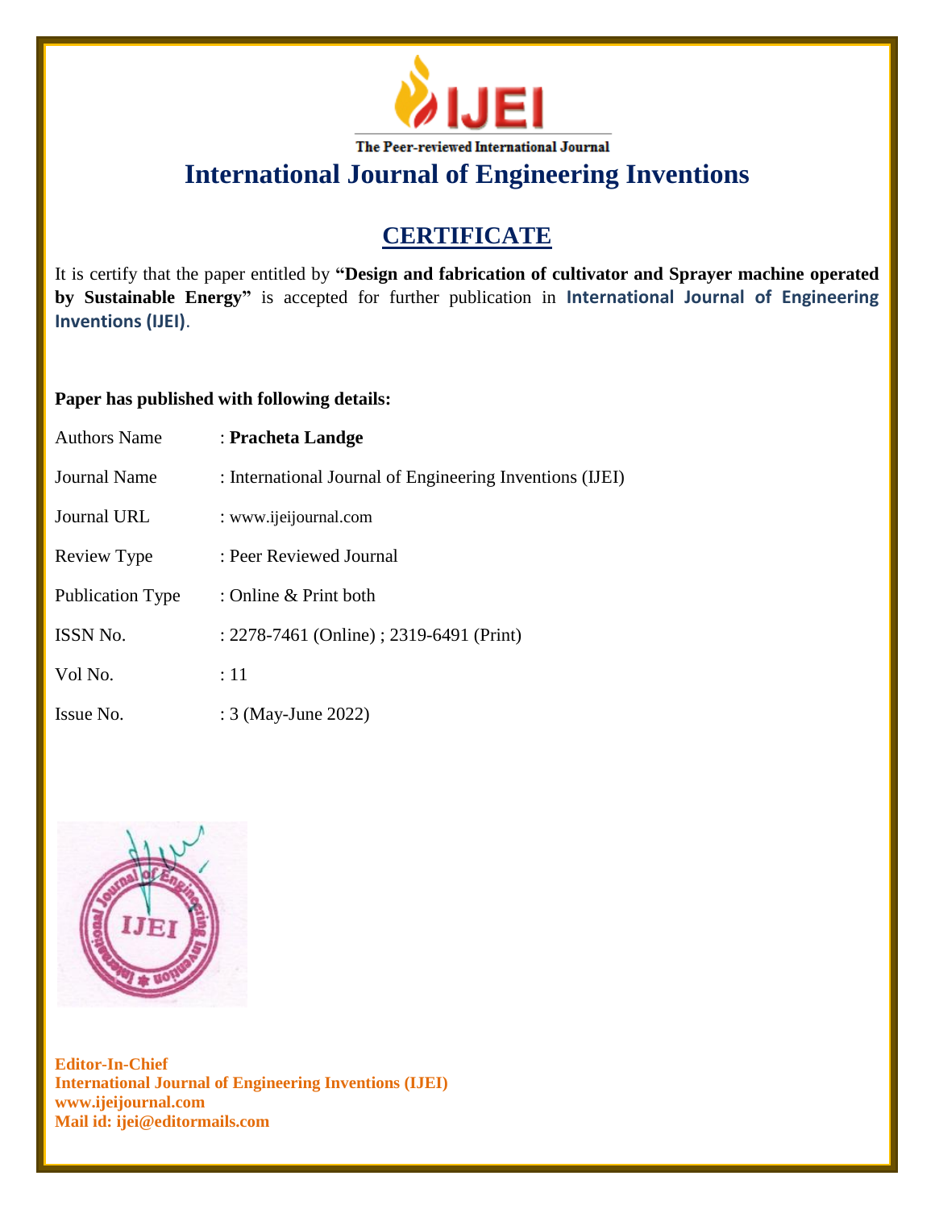IJEI

The Peer-reviewed International Journal

# International Journal of Engineering Inventions

## CERTIFICATE

It is certify that the paper entitled by **"Design and fabrication of cultivator and Sprayer machine operated by Sustainable Energy"** is accepted for further publication in **International Journal of Engineering Inventions (IJEI)**.

**Paper has published with following details:**

| | |
|---|---|
| Authors Name | : **Pracheta Landge** |
| Journal Name | : International Journal of Engineering Inventions (IJEI) |
| Journal URL | : www.ijeijournal.com |
| Review Type | : Peer Reviewed Journal |
| Publication Type | : Online & Print both |
| ISSN No. | : 2278-7461 (Online) ; 2319-6491 (Print) |
| Vol No. | : 11 |
| Issue No. | : 3 (May-June 2022) |

**Editor-In-Chief**
**International Journal of Engineering Inventions (IJEI)**
**www.ijeijournal.com**
**Mail id: ijei@editormails.com**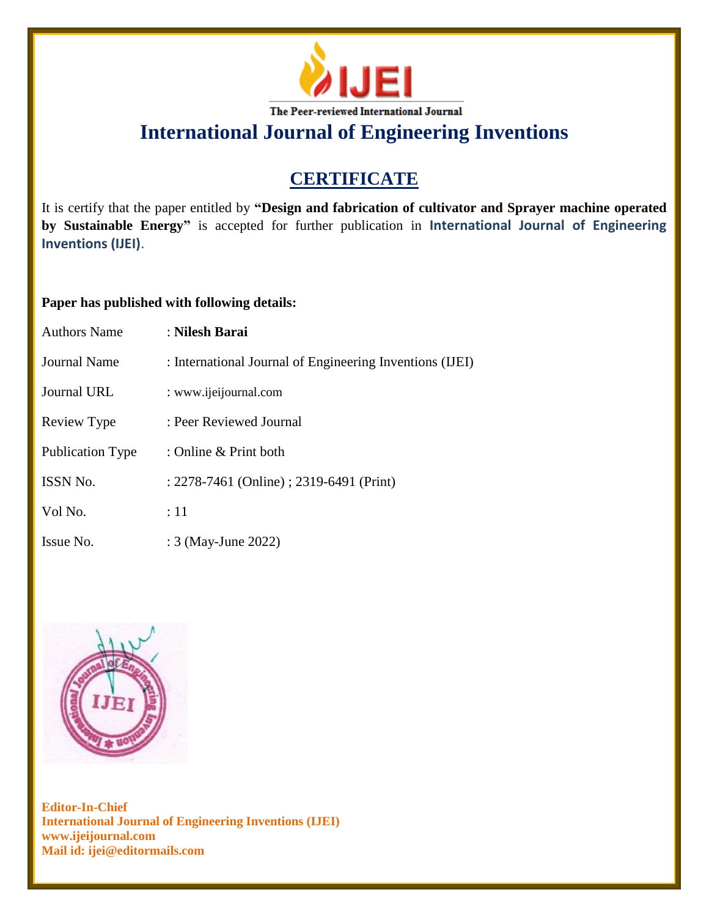IJEI

The Peer-reviewed International Journal

# International Journal of Engineering Inventions

## CERTIFICATE

It is certify that the paper entitled by **"Design and fabrication of cultivator and Sprayer machine operated by Sustainable Energy"** is accepted for further publication in **International Journal of Engineering Inventions (IJEI)**.

**Paper has published with following details:**

| | |
|---|---|
| Authors Name | : **Nilesh Barai** |
| Journal Name | : International Journal of Engineering Inventions (IJEI) |
| Journal URL | : www.ijeijournal.com |
| Review Type | : Peer Reviewed Journal |
| Publication Type | : Online & Print both |
| ISSN No. | : 2278-7461 (Online) ; 2319-6491 (Print) |
| Vol No. | : 11 |
| Issue No. | : 3 (May-June 2022) |

**Editor-In-Chief**
**International Journal of Engineering Inventions (IJEI)**
**www.ijeijournal.com**
**Mail id: ijei@editormails.com**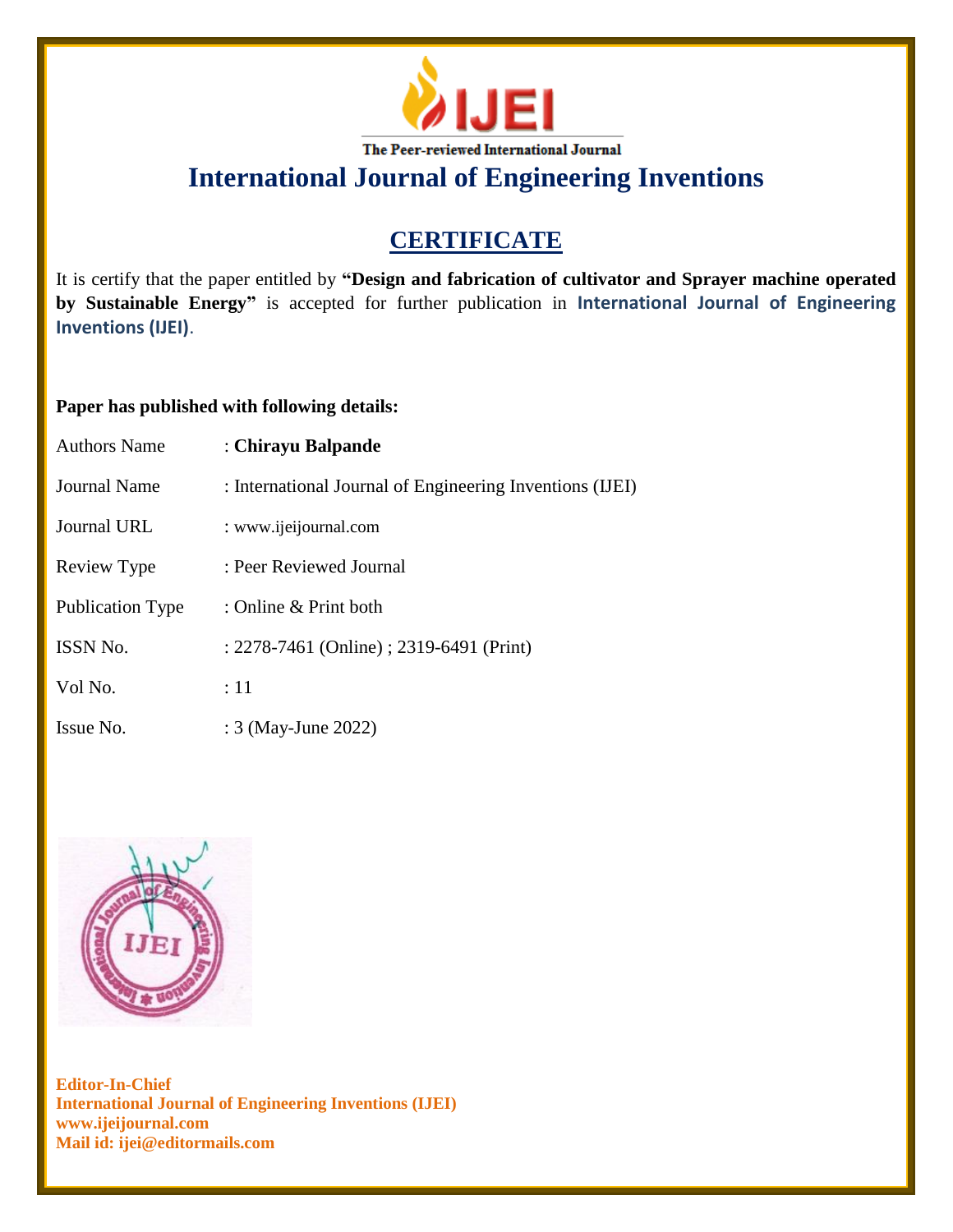IJEI

The Peer-reviewed International Journal

# International Journal of Engineering Inventions

## CERTIFICATE

It is certify that the paper entitled by **"Design and fabrication of cultivator and Sprayer machine operated by Sustainable Energy"** is accepted for further publication in **International Journal of Engineering Inventions (IJEI)**.

**Paper has published with following details:**

| | |
|---|---|
| Authors Name | : **Chirayu Balpande** |
| Journal Name | : International Journal of Engineering Inventions (IJEI) |
| Journal URL | : www.ijeijournal.com |
| Review Type | : Peer Reviewed Journal |
| Publication Type | : Online & Print both |
| ISSN No. | : 2278-7461 (Online) ; 2319-6491 (Print) |
| Vol No. | : 11 |
| Issue No. | : 3 (May-June 2022) |

**Editor-In-Chief**
**International Journal of Engineering Inventions (IJEI)**
**www.ijeijournal.com**
**Mail id: ijei@editormails.com**